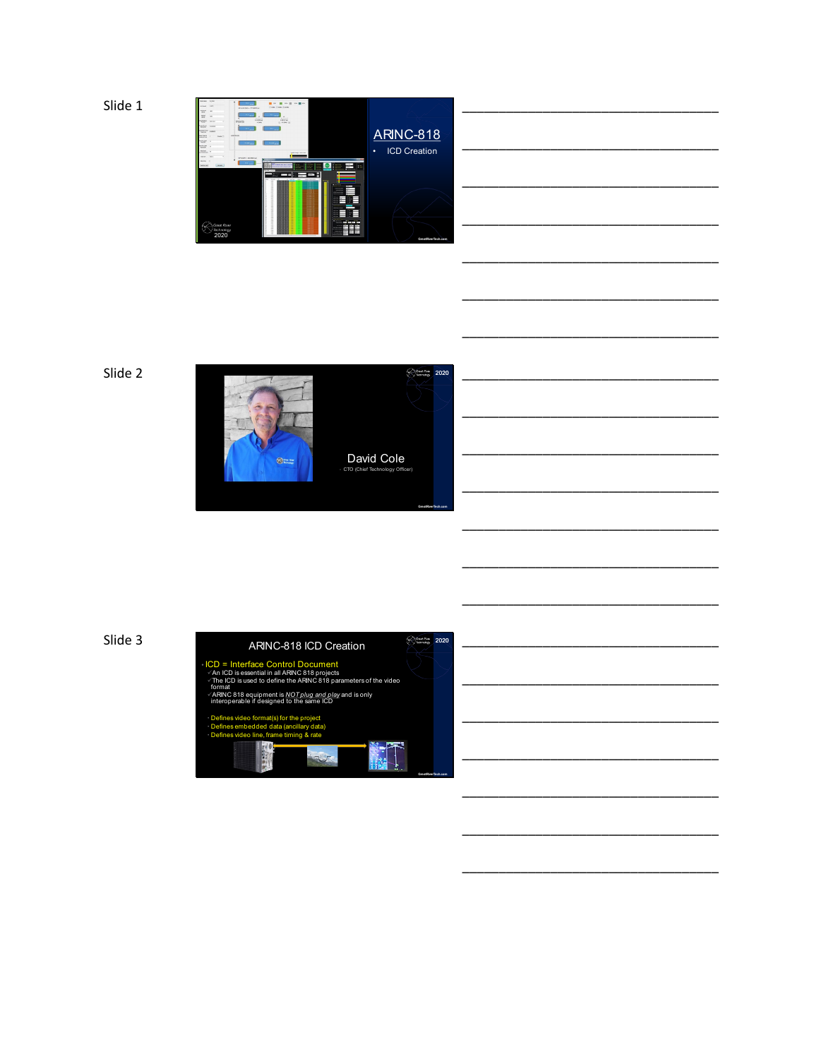Slide 1

# ARINC-818

- ICD Creation

Great River Technology 2020

GreatRiverTech.com

___________________________________

___________________________________

___________________________________

___________________________________

___________________________________

___________________________________

___________________________________

Slide 2

2020

David Cole

- CTO (Chief Technology Officer)

GreatRiverTech.com

___________________________________

___________________________________

___________________________________

___________________________________

___________________________________

___________________________________

___________________________________

Slide 3

## ARINC-818 ICD Creation

2020

- ICD = Interface Control Document
  - ✓ An ICD is essential in all ARINC 818 projects
  - ✓ The ICD is used to define the ARINC 818 parameters of the video format
  - ✓ ARINC 818 equipment is *NOT plug and play* and is only interoperable if designed to the same ICD

- Defines video format(s) for the project
- Defines embedded data (ancillary data)
- Defines video line, frame timing & rate

GreatRiverTech.com

___________________________________

___________________________________

___________________________________

___________________________________

___________________________________

___________________________________

___________________________________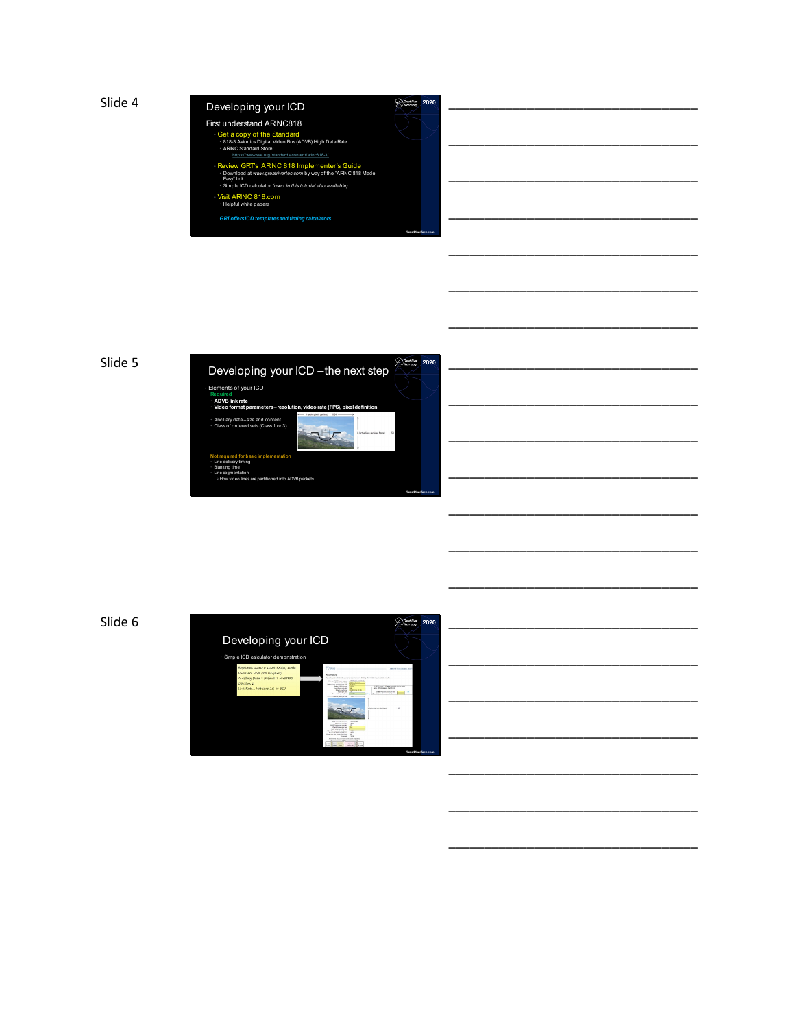Slide 4

## Developing your ICD

First understand ARINC818

- Get a copy of the Standard
  - 818-3 Avionics Digital Video Bus (ADVB) High Data Rate
  - ARINC Standard Store
    - https://www.sae.org/standards/content/arinc818-3/
- Review GRT's ARINC 818 Implementer's Guide
  - Download at www.greatrivertec.com by way of the "ARINC 818 Made Easy" link
  - Simple ICD calculator *(used in this tutorial also available)*
- Visit ARINC 818.com
  - Helpful white papers

*GRT offers ICD templates and timing calculators*

___________________________________

___________________________________

___________________________________

___________________________________

___________________________________

___________________________________

___________________________________

Slide 5

## Developing your ICD – the next step

- Elements of your ICD
  - Required
    - **ADVB link rate**
    - **Video format parameters – resolution, video rate (FPS), pixel definition**
    - Ancillary data – size and content
    - Class of ordered sets (Class 1 or 3)

Not required for basic implementation

- Line delivery timing
- Blanking time
- Line segmentation
  - How video lines are partitioned into ADVB packets

___________________________________

___________________________________

___________________________________

___________________________________

___________________________________

___________________________________

___________________________________

Slide 6

## Developing your ICD

- Simple ICD calculator demonstration

Resolution: 1280 x 1024 SXGA, 60Hz
Pixels are RGB (24 Bit/pixel)
Ancillary Data = Default + Line/PRDS
OS Class 1
Link Rate... Not sure 2G or 3G?

___________________________________

___________________________________

___________________________________

___________________________________

___________________________________

___________________________________

___________________________________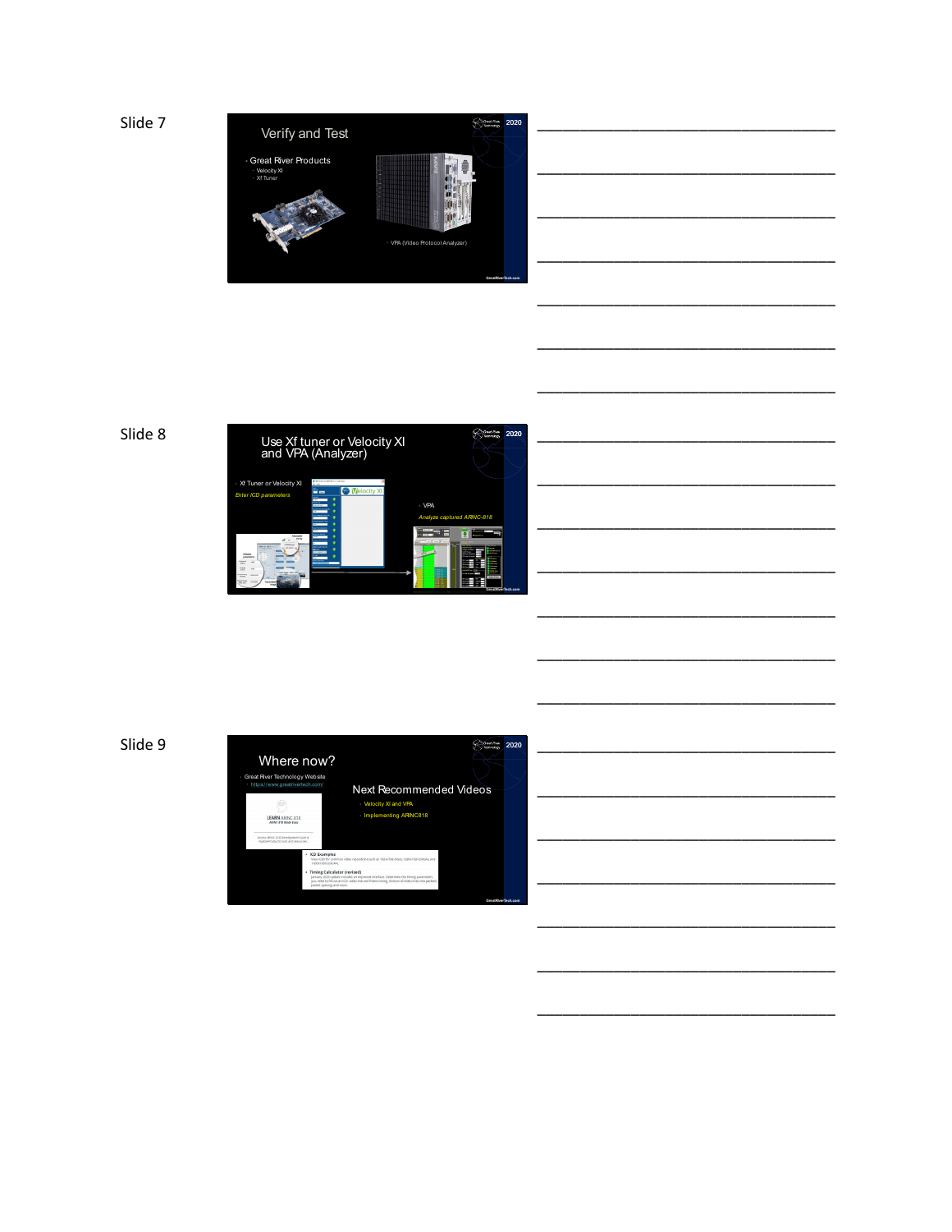Slide 7

## Verify and Test

- Great River Products
  - Velocity XI
  - Xf Tuner
- VPA (Video Protocol Analyzer)

GreatRiverTech.com

Slide 8

## Use Xf tuner or Velocity XI and VPA (Analyzer)

- Xf Tuner or Velocity XI

*Enter ICD parameters*

- VPA

*Analyze captured ARINC-818*

GreatRiverTech.com

Slide 9

## Where now?

- Great River Technology Website
  - https://www.greatrivertech.com/

### Next Recommended Videos

- Velocity XI and VPA
- Implementing ARINC818

LEARN ARINC 818

ARINC 818 Made Easy

- ICD Examples
- Timing Calculator (revised)

GreatRiverTech.com